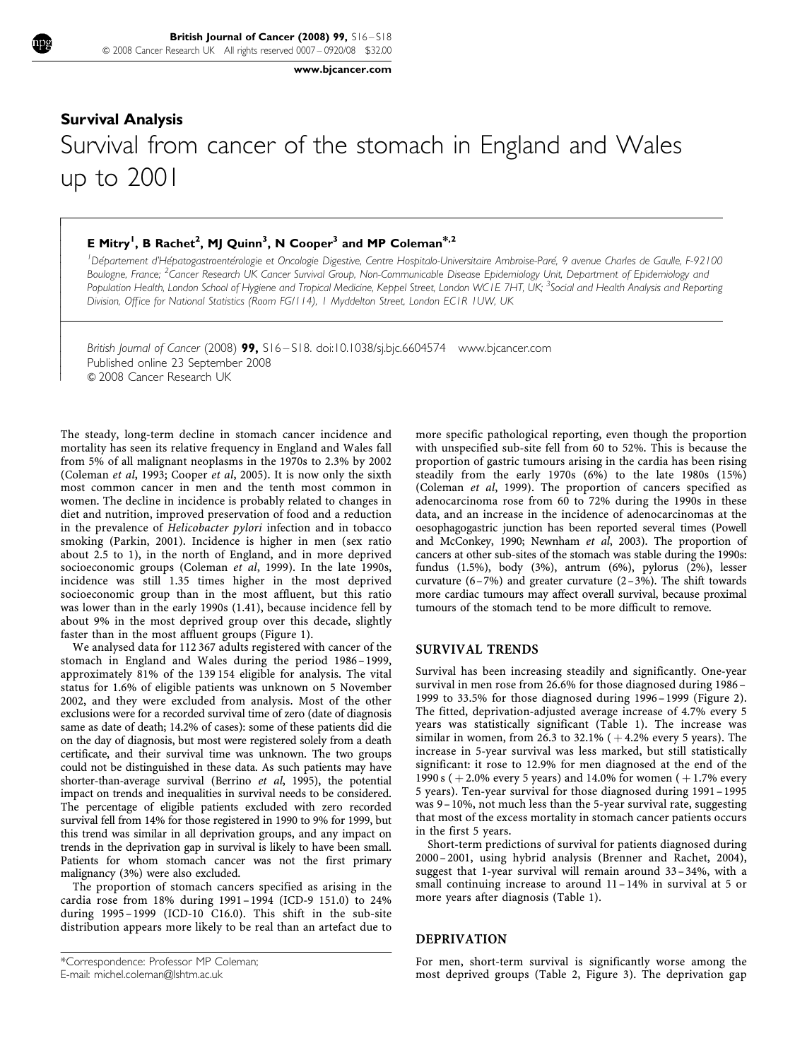## Survival Analysis

# Survival from cancer of the stomach in England and Wales up to 2001

**E Mitry[1], B Rachet[2], MJ Quinn[3], N Cooper[3] and MP Coleman*[,2]**

[1]Département d'Hépatogastroentérologie et Oncologie Digestive, Centre Hospitalo-Universitaire Ambroise-Paré, 9 avenue Charles de Gaulle, F-92100 Boulogne, France; [2]Cancer Research UK Cancer Survival Group, Non-Communicable Disease Epidemiology Unit, Department of Epidemiology and Population Health, London School of Hygiene and Tropical Medicine, Keppel Street, London WC1E 7HT, UK; [3]Social and Health Analysis and Reporting Division, Office for National Statistics (Room FG/114), 1 Myddelton Street, London EC1R 1UW, UK

*British Journal of Cancer* (2008) **99,** S16–S18. doi:10.1038/sj.bjc.6604574 www.bjcancer.com
Published online 23 September 2008
© 2008 Cancer Research UK

The steady, long-term decline in stomach cancer incidence and mortality has seen its relative frequency in England and Wales fall from 5% of all malignant neoplasms in the 1970s to 2.3% by 2002 (Coleman *et al*, 1993; Cooper *et al*, 2005). It is now only the sixth most common cancer in men and the tenth most common in women. The decline in incidence is probably related to changes in diet and nutrition, improved preservation of food and a reduction in the prevalence of *Helicobacter pylori* infection and in tobacco smoking (Parkin, 2001). Incidence is higher in men (sex ratio about 2.5 to 1), in the north of England, and in more deprived socioeconomic groups (Coleman *et al*, 1999). In the late 1990s, incidence was still 1.35 times higher in the most deprived socioeconomic group than in the most affluent, but this ratio was lower than in the early 1990s (1.41), because incidence fell by about 9% in the most deprived group over this decade, slightly faster than in the most affluent groups (Figure 1).

We analysed data for 112 367 adults registered with cancer of the stomach in England and Wales during the period 1986–1999, approximately 81% of the 139 154 eligible for analysis. The vital status for 1.6% of eligible patients was unknown on 5 November 2002, and they were excluded from analysis. Most of the other exclusions were for a recorded survival time of zero (date of diagnosis same as date of death; 14.2% of cases): some of these patients did die on the day of diagnosis, but most were registered solely from a death certificate, and their survival time was unknown. The two groups could not be distinguished in these data. As such patients may have shorter-than-average survival (Berrino *et al*, 1995), the potential impact on trends and inequalities in survival needs to be considered. The percentage of eligible patients excluded with zero recorded survival fell from 14% for those registered in 1990 to 9% for 1999, but this trend was similar in all deprivation groups, and any impact on trends in the deprivation gap in survival is likely to have been small. Patients for whom stomach cancer was not the first primary malignancy (3%) were also excluded.

The proportion of stomach cancers specified as arising in the cardia rose from 18% during 1991–1994 (ICD-9 151.0) to 24% during 1995–1999 (ICD-10 C16.0). This shift in the sub-site distribution appears more likely to be real than an artefact due to more specific pathological reporting, even though the proportion with unspecified sub-site fell from 60 to 52%. This is because the proportion of gastric tumours arising in the cardia has been rising steadily from the early 1970s (6%) to the late 1980s (15%) (Coleman *et al*, 1999). The proportion of cancers specified as adenocarcinoma rose from 60 to 72% during the 1990s in these data, and an increase in the incidence of adenocarcinomas at the oesophagogastric junction has been reported several times (Powell and McConkey, 1990; Newnham *et al*, 2003). The proportion of cancers at other sub-sites of the stomach was stable during the 1990s: fundus (1.5%), body (3%), antrum (6%), pylorus (2%), lesser curvature (6–7%) and greater curvature (2–3%). The shift towards more cardiac tumours may affect overall survival, because proximal tumours of the stomach tend to be more difficult to remove.

## SURVIVAL TRENDS

Survival has been increasing steadily and significantly. One-year survival in men rose from 26.6% for those diagnosed during 1986–1999 to 33.5% for those diagnosed during 1996–1999 (Figure 2). The fitted, deprivation-adjusted average increase of 4.7% every 5 years was statistically significant (Table 1). The increase was similar in women, from 26.3 to 32.1% (+4.2% every 5 years). The increase in 5-year survival was less marked, but still statistically significant: it rose to 12.9% for men diagnosed at the end of the 1990 s (+2.0% every 5 years) and 14.0% for women (+1.7% every 5 years). Ten-year survival for those diagnosed during 1991–1995 was 9–10%, not much less than the 5-year survival rate, suggesting that most of the excess mortality in stomach cancer patients occurs in the first 5 years.

Short-term predictions of survival for patients diagnosed during 2000–2001, using hybrid analysis (Brenner and Rachet, 2004), suggest that 1-year survival will remain around 33–34%, with a small continuing increase to around 11–14% in survival at 5 or more years after diagnosis (Table 1).

## DEPRIVATION

For men, short-term survival is significantly worse among the most deprived groups (Table 2, Figure 3). The deprivation gap

*Correspondence: Professor MP Coleman;
E-mail: michel.coleman@lshtm.ac.uk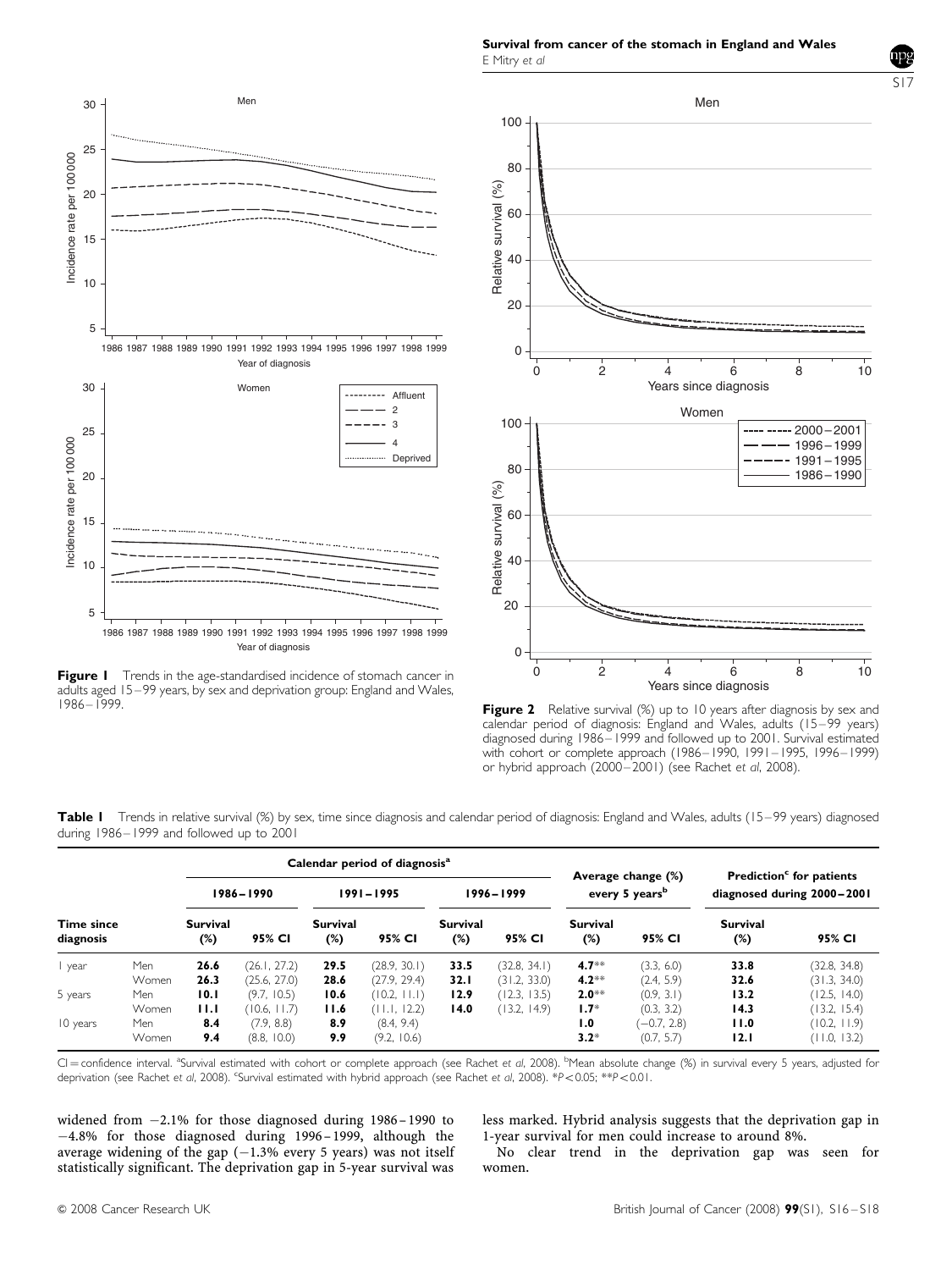**Figure 1** Trends in the age-standardised incidence of stomach cancer in adults aged 15–99 years, by sex and deprivation group: England and Wales, 1986–1999.

**Figure 2** Relative survival (%) up to 10 years after diagnosis by sex and calendar period of diagnosis: England and Wales, adults (15–99 years) diagnosed during 1986–1999 and followed up to 2001. Survival estimated with cohort or complete approach (1986–1990, 1991–1995, 1996–1999) or hybrid approach (2000–2001) (see Rachet *et al*, 2008).

**Table 1** Trends in relative survival (%) by sex, time since diagnosis and calendar period of diagnosis: England and Wales, adults (15–99 years) diagnosed during 1986–1999 and followed up to 2001

| Time since diagnosis | | Calendar period of diagnosis[a] | | | | | | Average change (%) every 5 years[b] | | Prediction[c] for patients diagnosed during 2000–2001 | |
|---|---|---|---|---|---|---|---|---|---|---|---|
| | | 1986–1990 | | 1991–1995 | | 1996–1999 | | | | | |
| | | Survival (%) | 95% CI | Survival (%) | 95% CI | Survival (%) | 95% CI | Survival (%) | 95% CI | Survival (%) | 95% CI |
| 1 year | Men | **26.6** | (26.1, 27.2) | **29.5** | (28.9, 30.1) | **33.5** | (32.8, 34.1) | **4.7**** | (3.3, 6.0) | **33.8** | (32.8, 34.8) |
| | Women | **26.3** | (25.6, 27.0) | **28.6** | (27.9, 29.4) | **32.1** | (31.2, 33.0) | **4.2**** | (2.4, 5.9) | **32.6** | (31.3, 34.0) |
| 5 years | Men | **10.1** | (9.7, 10.5) | **10.6** | (10.2, 11.1) | **12.9** | (12.3, 13.5) | **2.0**** | (0.9, 3.1) | **13.2** | (12.5, 14.0) |
| | Women | **11.1** | (10.6, 11.7) | **11.6** | (11.1, 12.2) | **14.0** | (13.2, 14.9) | **1.7*** | (0.3, 3.2) | **14.3** | (13.2, 15.4) |
| 10 years | Men | **8.4** | (7.9, 8.8) | **8.9** | (8.4, 9.4) | | | **1.0** | (−0.7, 2.8) | **11.0** | (10.2, 11.9) |
| | Women | **9.4** | (8.8, 10.0) | **9.9** | (9.2, 10.6) | | | **3.2*** | (0.7, 5.7) | **12.1** | (11.0, 13.2) |

CI = confidence interval. [a]Survival estimated with cohort or complete approach (see Rachet *et al*, 2008). [b]Mean absolute change (%) in survival every 5 years, adjusted for deprivation (see Rachet *et al*, 2008). [c]Survival estimated with hybrid approach (see Rachet *et al*, 2008). *$P<0.05$; **$P<0.01$.

widened from −2.1% for those diagnosed during 1986–1990 to −4.8% for those diagnosed during 1996–1999, although the average widening of the gap (−1.3% every 5 years) was not itself statistically significant. The deprivation gap in 5-year survival was less marked. Hybrid analysis suggests that the deprivation gap in 1-year survival for men could increase to around 8%.

No clear trend in the deprivation gap was seen for women.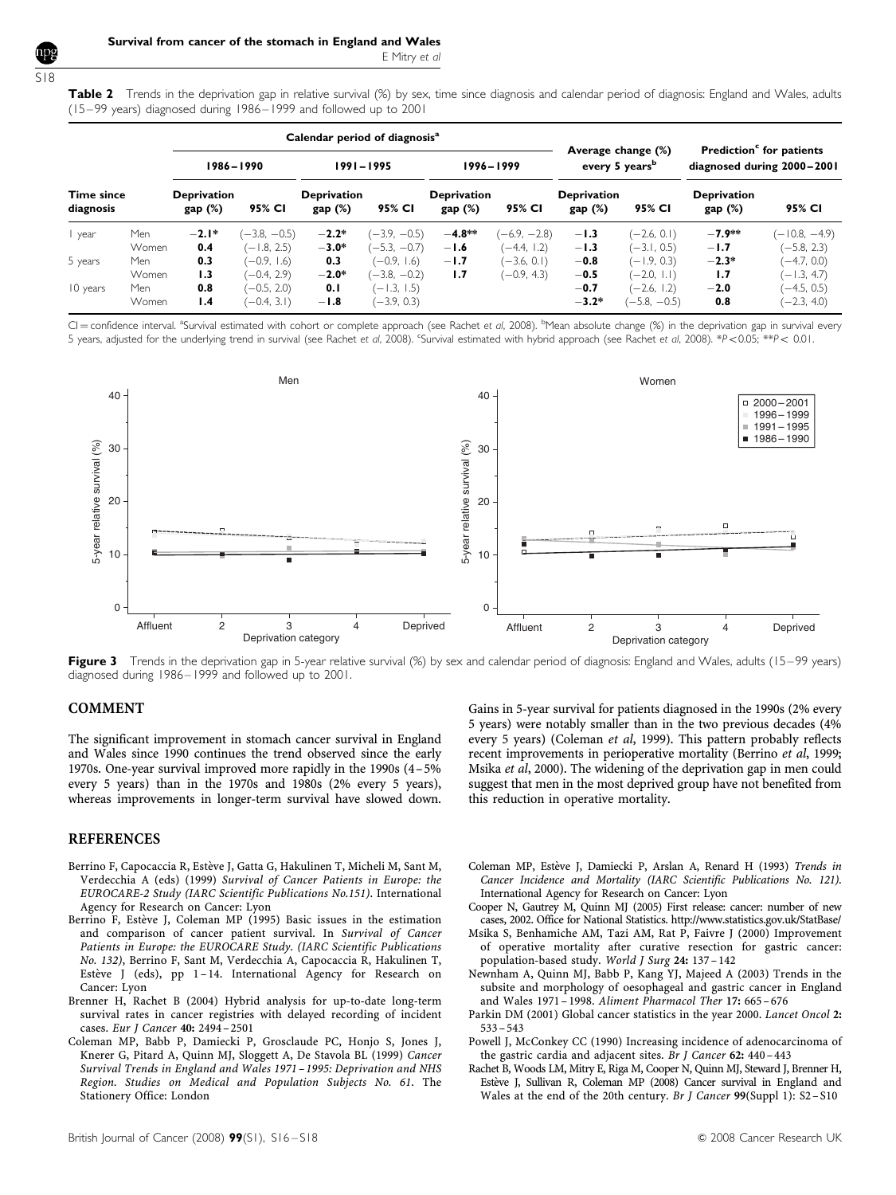**Table 2** Trends in the deprivation gap in relative survival (%) by sex, time since diagnosis and calendar period of diagnosis: England and Wales, adults (15–99 years) diagnosed during 1986–1999 and followed up to 2001

| | | Calendar period of diagnosis[a] | | | | | | Average change (%) every 5 years[b] | | Prediction[c] for patients diagnosed during 2000–2001 | |
|---|---|---|---|---|---|---|---|---|---|---|---|
| | | 1986–1990 | | 1991–1995 | | 1996–1999 | | | | | |
| Time since diagnosis | | Deprivation gap (%) | 95% CI | Deprivation gap (%) | 95% CI | Deprivation gap (%) | 95% CI | Deprivation gap (%) | 95% CI | Deprivation gap (%) | 95% CI |
| 1 year | Men | **−2.1*** | (−3.8, −0.5) | **−2.2*** | (−3.9, −0.5) | **−4.8**** | (−6.9, −2.8) | **−1.3** | (−2.6, 0.1) | **−7.9**** | (−10.8, −4.9) |
| | Women | **0.4** | (−1.8, 2.5) | **−3.0*** | (−5.3, −0.7) | **−1.6** | (−4.4, 1.2) | **−1.3** | (−3.1, 0.5) | **−1.7** | (−5.8, 2.3) |
| 5 years | Men | **0.3** | (−0.9, 1.6) | **0.3** | (−0.9, 1.6) | **−1.7** | (−3.6, 0.1) | **−0.8** | (−1.9, 0.3) | **−2.3*** | (−4.7, 0.0) |
| | Women | **1.3** | (−0.4, 2.9) | **−2.0*** | (−3.8, −0.2) | **1.7** | (−0.9, 4.3) | **−0.5** | (−2.0, 1.1) | **1.7** | (−1.3, 4.7) |
| 10 years | Men | **0.8** | (−0.5, 2.0) | **0.1** | (−1.3, 1.5) | | | **−0.7** | (−2.6, 1.2) | **−2.0** | (−4.5, 0.5) |
| | Women | **1.4** | (−0.4, 3.1) | **−1.8** | (−3.9, 0.3) | | | **−3.2*** | (−5.8, −0.5) | **0.8** | (−2.3, 4.0) |

CI = confidence interval. [a]Survival estimated with cohort or complete approach (see Rachet *et al*, 2008). [b]Mean absolute change (%) in the deprivation gap in survival every 5 years, adjusted for the underlying trend in survival (see Rachet *et al*, 2008). [c]Survival estimated with hybrid approach (see Rachet *et al*, 2008). *$P<0.05$; **$P<0.01$.

Men

Women

5-year relative survival (%)

0
10
20
30
40

Affluent
2
3
4
Deprived

Deprivation category

2000–2001
1996–1999
1991–1995
1986–1990

**Figure 3** Trends in the deprivation gap in 5-year relative survival (%) by sex and calendar period of diagnosis: England and Wales, adults (15–99 years) diagnosed during 1986–1999 and followed up to 2001.

## COMMENT

The significant improvement in stomach cancer survival in England and Wales since 1990 continues the trend observed since the early 1970s. One-year survival improved more rapidly in the 1990s (4–5% every 5 years) than in the 1970s and 1980s (2% every 5 years), whereas improvements in longer-term survival have slowed down. Gains in 5-year survival for patients diagnosed in the 1990s (2% every 5 years) were notably smaller than in the two previous decades (4% every 5 years) (Coleman *et al*, 1999). This pattern probably reflects recent improvements in perioperative mortality (Berrino *et al*, 1999; Msika *et al*, 2000). The widening of the deprivation gap in men could suggest that men in the most deprived group have not benefited from this reduction in operative mortality.

## REFERENCES

- Berrino F, Capocaccia R, Estève J, Gatta G, Hakulinen T, Micheli M, Sant M, Verdecchia A (eds) (1999) *Survival of Cancer Patients in Europe: the EUROCARE-2 Study (IARC Scientific Publications No.151)*. International Agency for Research on Cancer: Lyon
- Berrino F, Estève J, Coleman MP (1995) Basic issues in the estimation and comparison of cancer patient survival. In *Survival of Cancer Patients in Europe: the EUROCARE Study. (IARC Scientific Publications No. 132)*, Berrino F, Sant M, Verdecchia A, Capocaccia R, Hakulinen T, Estève J (eds), pp 1–14. International Agency for Research on Cancer: Lyon
- Brenner H, Rachet B (2004) Hybrid analysis for up-to-date long-term survival rates in cancer registries with delayed recording of incident cases. *Eur J Cancer* **40:** 2494–2501
- Coleman MP, Babb P, Damiecki P, Grosclaude PC, Honjo S, Jones J, Knerer G, Pitard A, Quinn MJ, Sloggett A, De Stavola BL (1999) *Cancer Survival Trends in England and Wales 1971–1995: Deprivation and NHS Region. Studies on Medical and Population Subjects No. 61*. The Stationery Office: London
- Coleman MP, Estève J, Damiecki P, Arslan A, Renard H (1993) *Trends in Cancer Incidence and Mortality (IARC Scientific Publications No. 121)*. International Agency for Research on Cancer: Lyon
- Cooper N, Gautrey M, Quinn MJ (2005) First release: cancer: number of new cases, 2002. Office for National Statistics. http://www.statistics.gov.uk/StatBase/
- Msika S, Benhamiche AM, Tazi AM, Rat P, Faivre J (2000) Improvement of operative mortality after curative resection for gastric cancer: population-based study. *World J Surg* **24:** 137–142
- Newnham A, Quinn MJ, Babb P, Kang YJ, Majeed A (2003) Trends in the subsite and morphology of oesophageal and gastric cancer in England and Wales 1971–1998. *Aliment Pharmacol Ther* **17:** 665–676
- Parkin DM (2001) Global cancer statistics in the year 2000. *Lancet Oncol* **2:** 533–543
- Powell J, McConkey CC (1990) Increasing incidence of adenocarcinoma of the gastric cardia and adjacent sites. *Br J Cancer* **62:** 440–443
- Rachet B, Woods LM, Mitry E, Riga M, Cooper N, Quinn MJ, Steward J, Brenner H, Estève J, Sullivan R, Coleman MP (2008) Cancer survival in England and Wales at the end of the 20th century. *Br J Cancer* **99**(Suppl 1): S2–S10